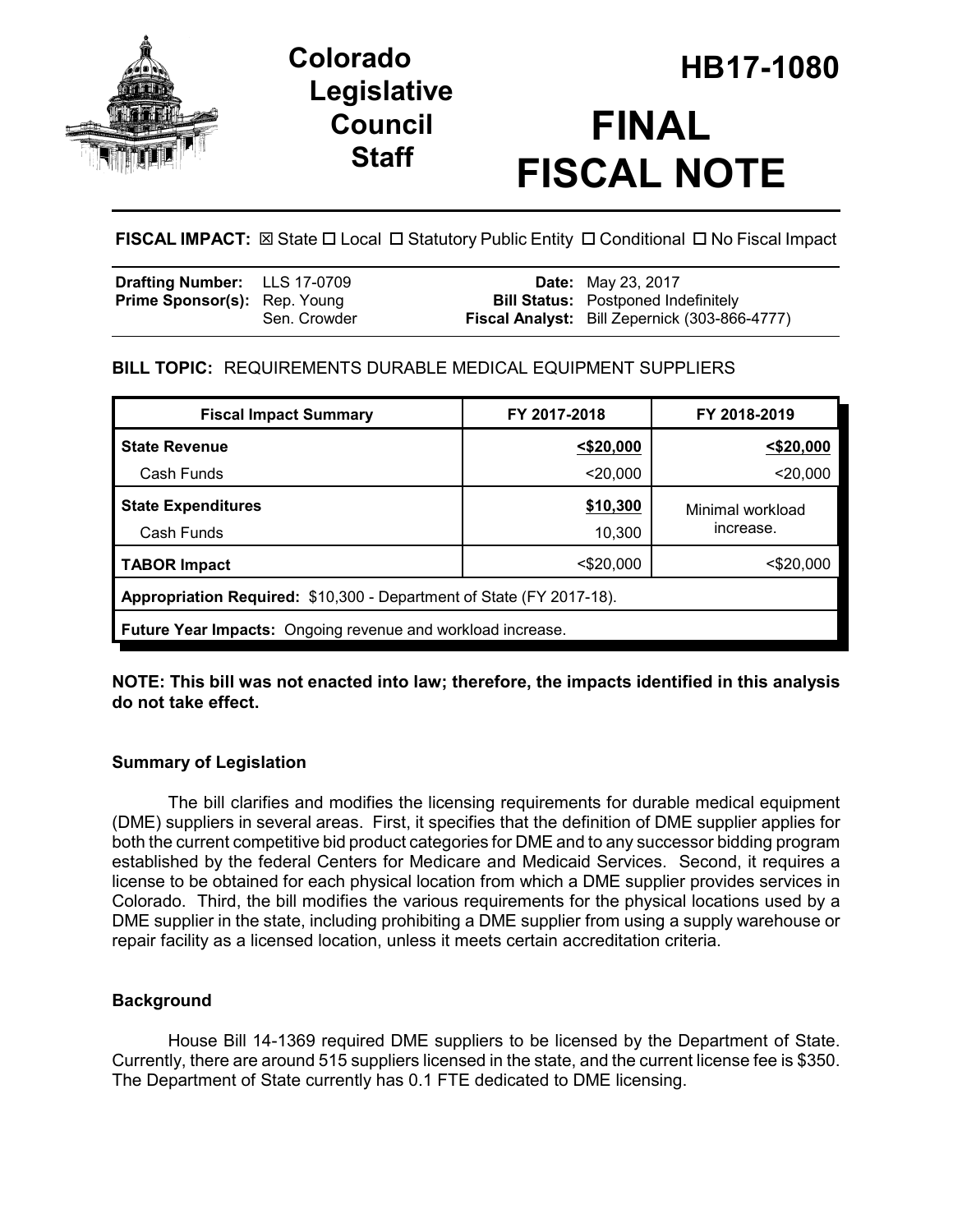# Colorado Legislative Council Staff

# HB17-1080

# FINAL FISCAL NOTE

**FISCAL IMPACT:** ☒ State ☐ Local ☐ Statutory Public Entity ☐ Conditional ☐ No Fiscal Impact

| | | | |
|---|---|---|---|
| **Drafting Number:** | LLS 17-0709 | **Date:** | May 23, 2017 |
| **Prime Sponsor(s):** | Rep. Young<br>Sen. Crowder | **Bill Status:** | Postponed Indefinitely |
| | | **Fiscal Analyst:** | Bill Zepernick (303-866-4777) |

**BILL TOPIC:** REQUIREMENTS DURABLE MEDICAL EQUIPMENT SUPPLIERS

| Fiscal Impact Summary | FY 2017-2018 | FY 2018-2019 |
|---|---|---|
| **State Revenue** | **<$20,000** | **<$20,000** |
| Cash Funds | <20,000 | <20,000 |
| **State Expenditures** | **$10,300** | Minimal workload increase. |
| Cash Funds | 10,300 | |
| **TABOR Impact** | <$20,000 | <$20,000 |
| **Appropriation Required:** $10,300 - Department of State (FY 2017-18). | | |
| **Future Year Impacts:** Ongoing revenue and workload increase. | | |

**NOTE: This bill was not enacted into law; therefore, the impacts identified in this analysis do not take effect.**

### Summary of Legislation

The bill clarifies and modifies the licensing requirements for durable medical equipment (DME) suppliers in several areas. First, it specifies that the definition of DME supplier applies for both the current competitive bid product categories for DME and to any successor bidding program established by the federal Centers for Medicare and Medicaid Services. Second, it requires a license to be obtained for each physical location from which a DME supplier provides services in Colorado. Third, the bill modifies the various requirements for the physical locations used by a DME supplier in the state, including prohibiting a DME supplier from using a supply warehouse or repair facility as a licensed location, unless it meets certain accreditation criteria.

### Background

House Bill 14-1369 required DME suppliers to be licensed by the Department of State. Currently, there are around 515 suppliers licensed in the state, and the current license fee is $350. The Department of State currently has 0.1 FTE dedicated to DME licensing.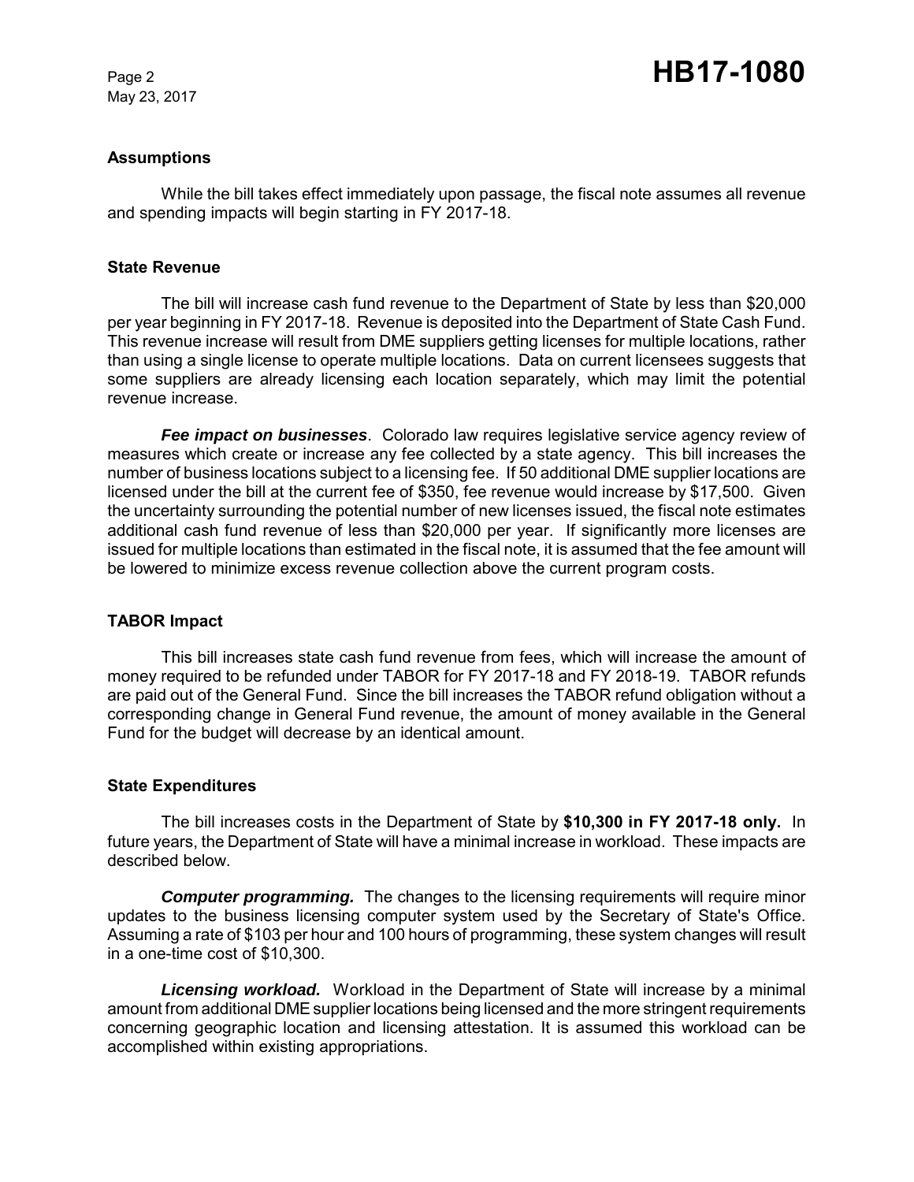### Assumptions

While the bill takes effect immediately upon passage, the fiscal note assumes all revenue and spending impacts will begin starting in FY 2017-18.

### State Revenue

The bill will increase cash fund revenue to the Department of State by less than $20,000 per year beginning in FY 2017-18. Revenue is deposited into the Department of State Cash Fund. This revenue increase will result from DME suppliers getting licenses for multiple locations, rather than using a single license to operate multiple locations. Data on current licensees suggests that some suppliers are already licensing each location separately, which may limit the potential revenue increase.

***Fee impact on businesses***. Colorado law requires legislative service agency review of measures which create or increase any fee collected by a state agency. This bill increases the number of business locations subject to a licensing fee. If 50 additional DME supplier locations are licensed under the bill at the current fee of $350, fee revenue would increase by $17,500. Given the uncertainty surrounding the potential number of new licenses issued, the fiscal note estimates additional cash fund revenue of less than $20,000 per year. If significantly more licenses are issued for multiple locations than estimated in the fiscal note, it is assumed that the fee amount will be lowered to minimize excess revenue collection above the current program costs.

### TABOR Impact

This bill increases state cash fund revenue from fees, which will increase the amount of money required to be refunded under TABOR for FY 2017-18 and FY 2018-19. TABOR refunds are paid out of the General Fund. Since the bill increases the TABOR refund obligation without a corresponding change in General Fund revenue, the amount of money available in the General Fund for the budget will decrease by an identical amount.

### State Expenditures

The bill increases costs in the Department of State by **$10,300 in FY 2017-18 only.** In future years, the Department of State will have a minimal increase in workload. These impacts are described below.

***Computer programming.*** The changes to the licensing requirements will require minor updates to the business licensing computer system used by the Secretary of State's Office. Assuming a rate of $103 per hour and 100 hours of programming, these system changes will result in a one-time cost of $10,300.

***Licensing workload.*** Workload in the Department of State will increase by a minimal amount from additional DME supplier locations being licensed and the more stringent requirements concerning geographic location and licensing attestation. It is assumed this workload can be accomplished within existing appropriations.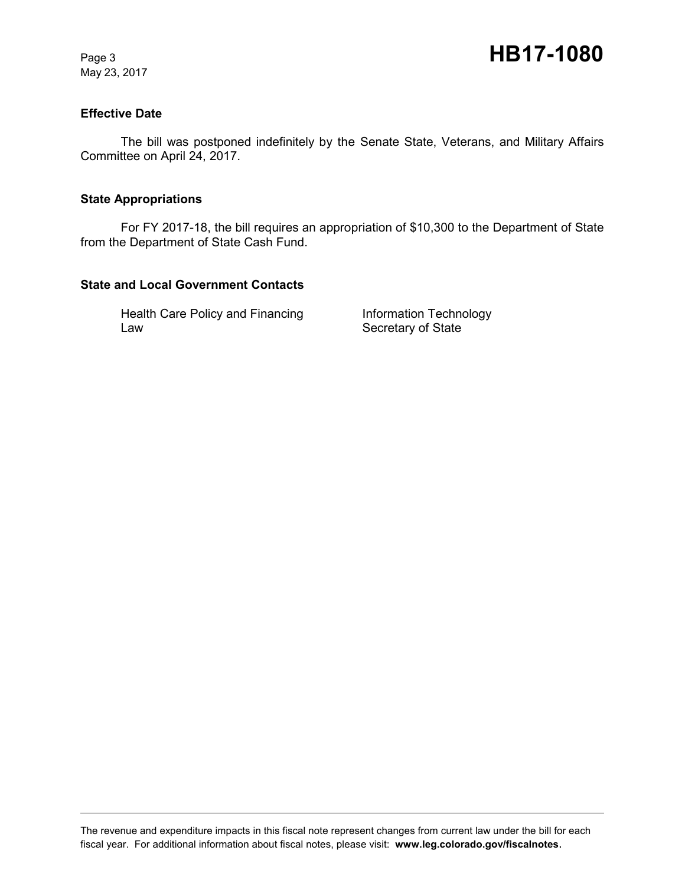**Effective Date**

The bill was postponed indefinitely by the Senate State, Veterans, and Military Affairs Committee on April 24, 2017.

**State Appropriations**

For FY 2017-18, the bill requires an appropriation of $10,300 to the Department of State from the Department of State Cash Fund.

**State and Local Government Contacts**

| | |
|---|---|
| Health Care Policy and Financing | Information Technology |
| Law | Secretary of State |

The revenue and expenditure impacts in this fiscal note represent changes from current law under the bill for each fiscal year. For additional information about fiscal notes, please visit: **www.leg.colorado.gov/fiscalnotes**.